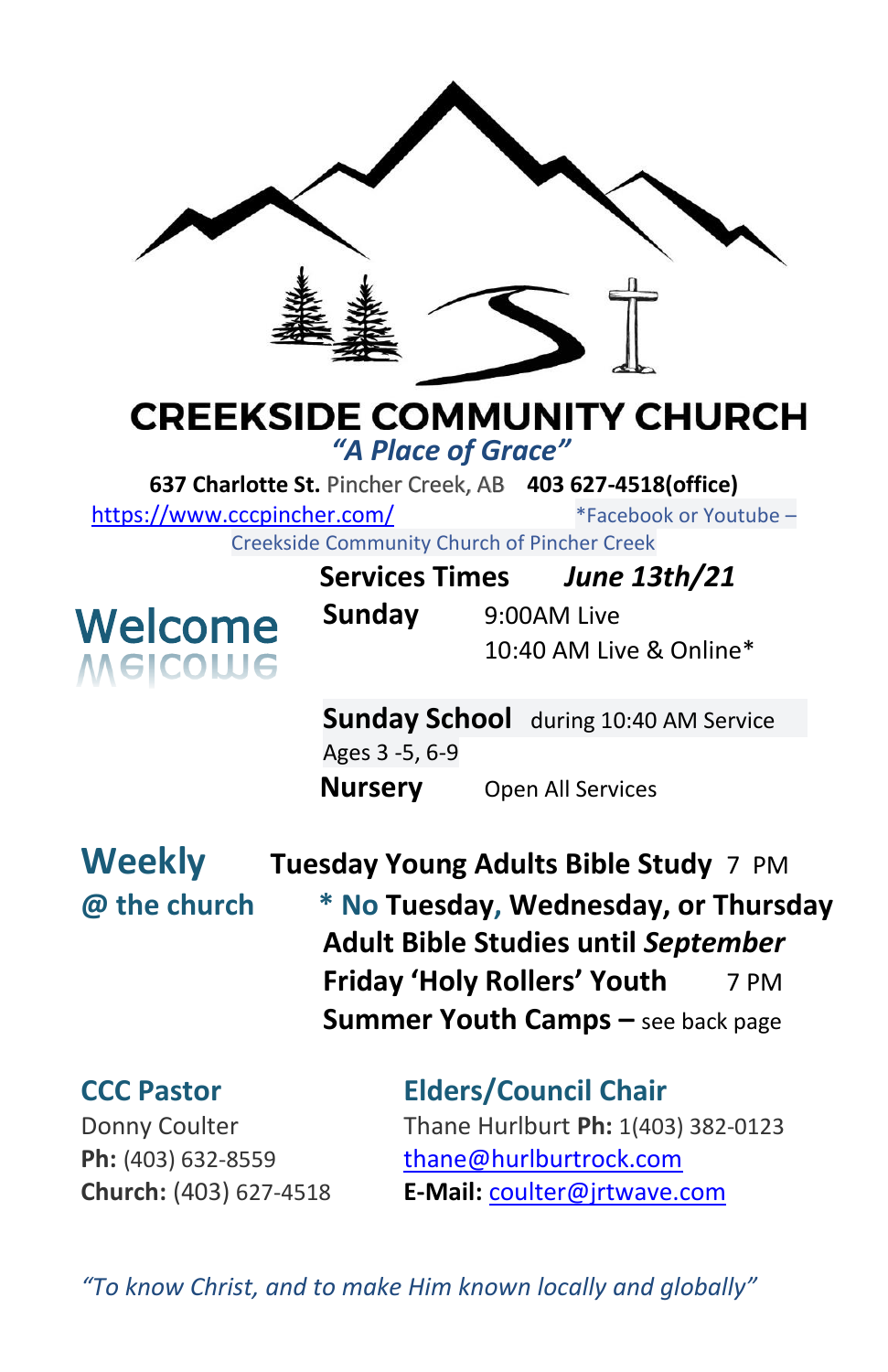# CREEKSIDE COMMUNITY CHURCH

*"A Place of Grace"*

**637 Charlotte St.** Pincher Creek, AB **403 627-4518(office)**

https://www.cccpincher.com/ *Facebook or Youtube – Creekside Community Church of Pincher Creek

## Welcome

**Services Times** ***June 13th/21***

**Sunday** 9:00AM Live
10:40 AM Live & Online*

**Sunday School** during 10:40 AM Service
Ages 3 -5, 6-9

**Nursery** Open All Services

## Weekly @ the church

**Tuesday Young Adults Bible Study** 7 PM

**\* No Tuesday, Wednesday, or Thursday Adult Bible Studies until *September***

**Friday 'Holy Rollers' Youth** 7 PM

**Summer Youth Camps –** see back page

### CCC Pastor

Donny Coulter
**Ph:** (403) 632-8559
**Church:** (403) 627-4518

### Elders/Council Chair

Thane Hurlburt **Ph:** 1(403) 382-0123
thane@hurlburtrock.com
**E-Mail:** coulter@jrtwave.com

*"To know Christ, and to make Him known locally and globally"*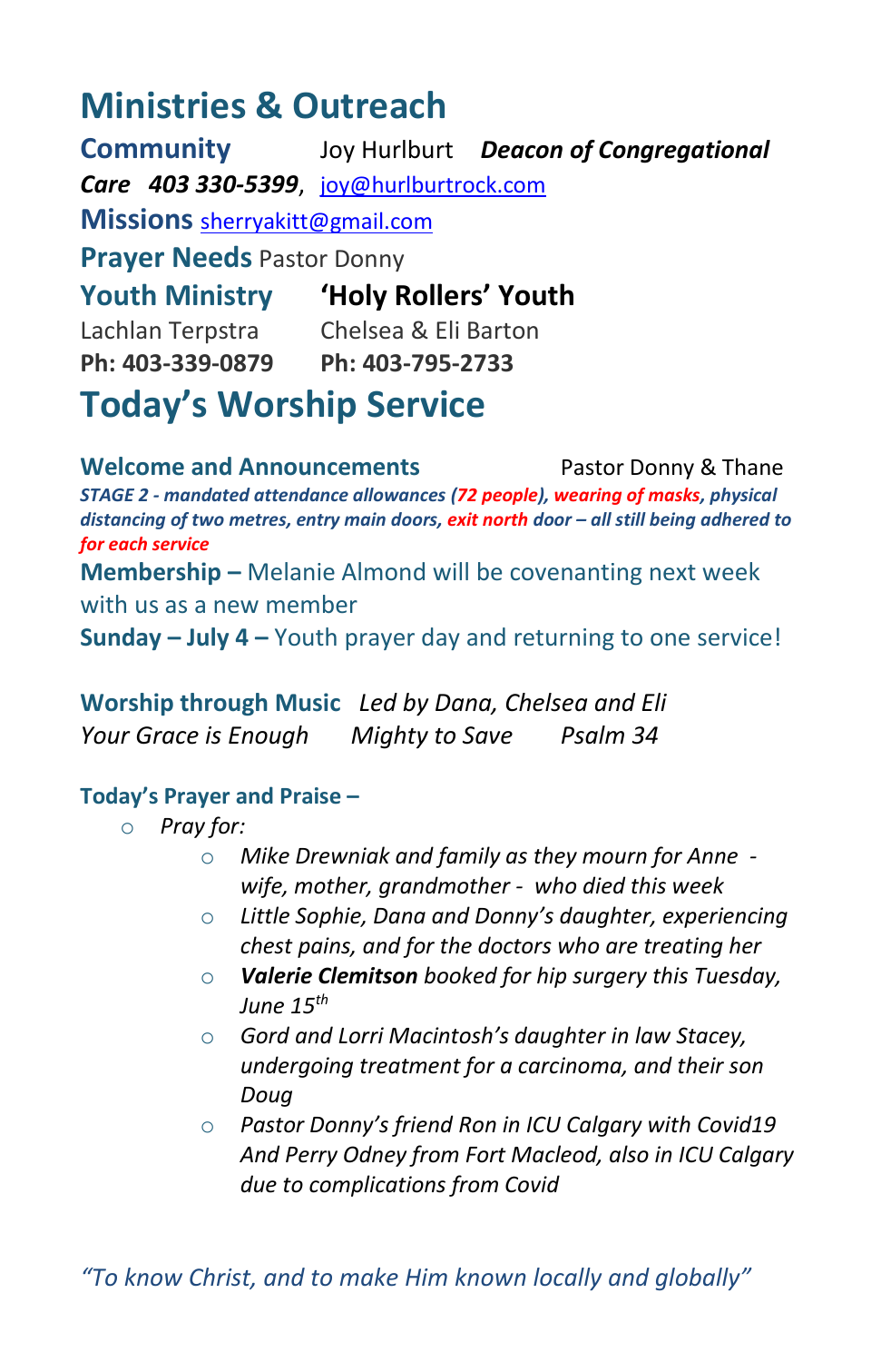# Ministries & Outreach

**Community Care** Joy Hurlburt ***Deacon of Congregational Care*** ***403 330-5399***, joy@hurlburtrock.com

**Missions** sherryakitt@gmail.com

**Prayer Needs** Pastor Donny

| **Youth Ministry** | **'Holy Rollers' Youth** |
| --- | --- |
| Lachlan Terpstra | Chelsea & Eli Barton |
| **Ph: 403-339-0879** | **Ph: 403-795-2733** |

# Today's Worship Service

**Welcome and Announcements** Pastor Donny & Thane

***STAGE 2 - mandated attendance allowances (72 people), wearing of masks, physical distancing of two metres, entry main doors, exit north door – all still being adhered to for each service***

**Membership –** Melanie Almond will be covenanting next week with us as a new member

**Sunday – July 4 –** Youth prayer day and returning to one service!

**Worship through Music** *Led by Dana, Chelsea and Eli*

*Your Grace is Enough* *Mighty to Save* *Psalm 34*

**Today's Prayer and Praise –**

- *Pray for:*
  - *Mike Drewniak and family as they mourn for Anne - wife, mother, grandmother - who died this week*
  - *Little Sophie, Dana and Donny's daughter, experiencing chest pains, and for the doctors who are treating her*
  - ***Valerie Clemitson** booked for hip surgery this Tuesday, June 15th*
  - *Gord and Lorri Macintosh's daughter in law Stacey, undergoing treatment for a carcinoma, and their son Doug*
  - *Pastor Donny's friend Ron in ICU Calgary with Covid19 And Perry Odney from Fort Macleod, also in ICU Calgary due to complications from Covid*

*"To know Christ, and to make Him known locally and globally"*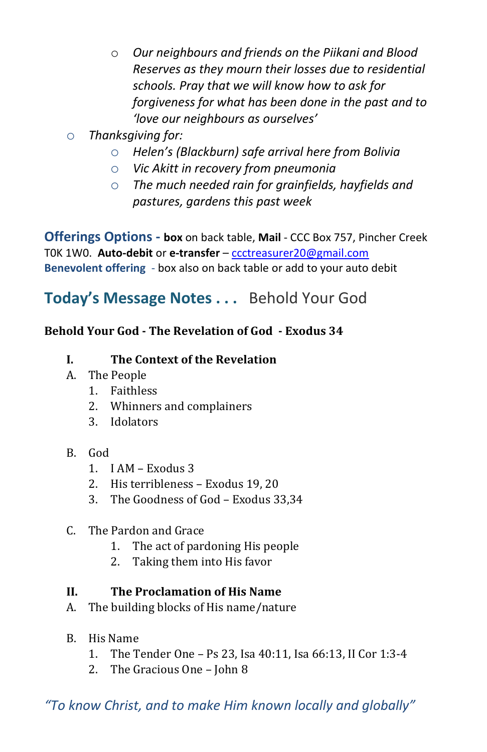- *Our neighbours and friends on the Piikani and Blood Reserves as they mourn their losses due to residential schools. Pray that we will know how to ask for forgiveness for what has been done in the past and to 'love our neighbours as ourselves'*
- *Thanksgiving for:*
  - *Helen's (Blackburn) safe arrival here from Bolivia*
  - *Vic Akitt in recovery from pneumonia*
  - *The much needed rain for grainfields, hayfields and pastures, gardens this past week*

**Offerings Options -** **box** on back table, **Mail** - CCC Box 757, Pincher Creek T0K 1W0. **Auto-debit** or **e-transfer** – ccctreasurer20@gmail.com
**Benevolent offering** - box also on back table or add to your auto debit

## Today's Message Notes . . . Behold Your God

**Behold Your God - The Revelation of God - Exodus 34**

**I. The Context of the Revelation**

A. The People
1. Faithless
2. Whinners and complainers
3. Idolators

B. God
1. I AM – Exodus 3
2. His terribleness – Exodus 19, 20
3. The Goodness of God – Exodus 33,34

C. The Pardon and Grace
1. The act of pardoning His people
2. Taking them into His favor

**II. The Proclamation of His Name**

A. The building blocks of His name/nature

B. His Name
1. The Tender One – Ps 23, Isa 40:11, Isa 66:13, II Cor 1:3-4
2. The Gracious One – John 8

*"To know Christ, and to make Him known locally and globally"*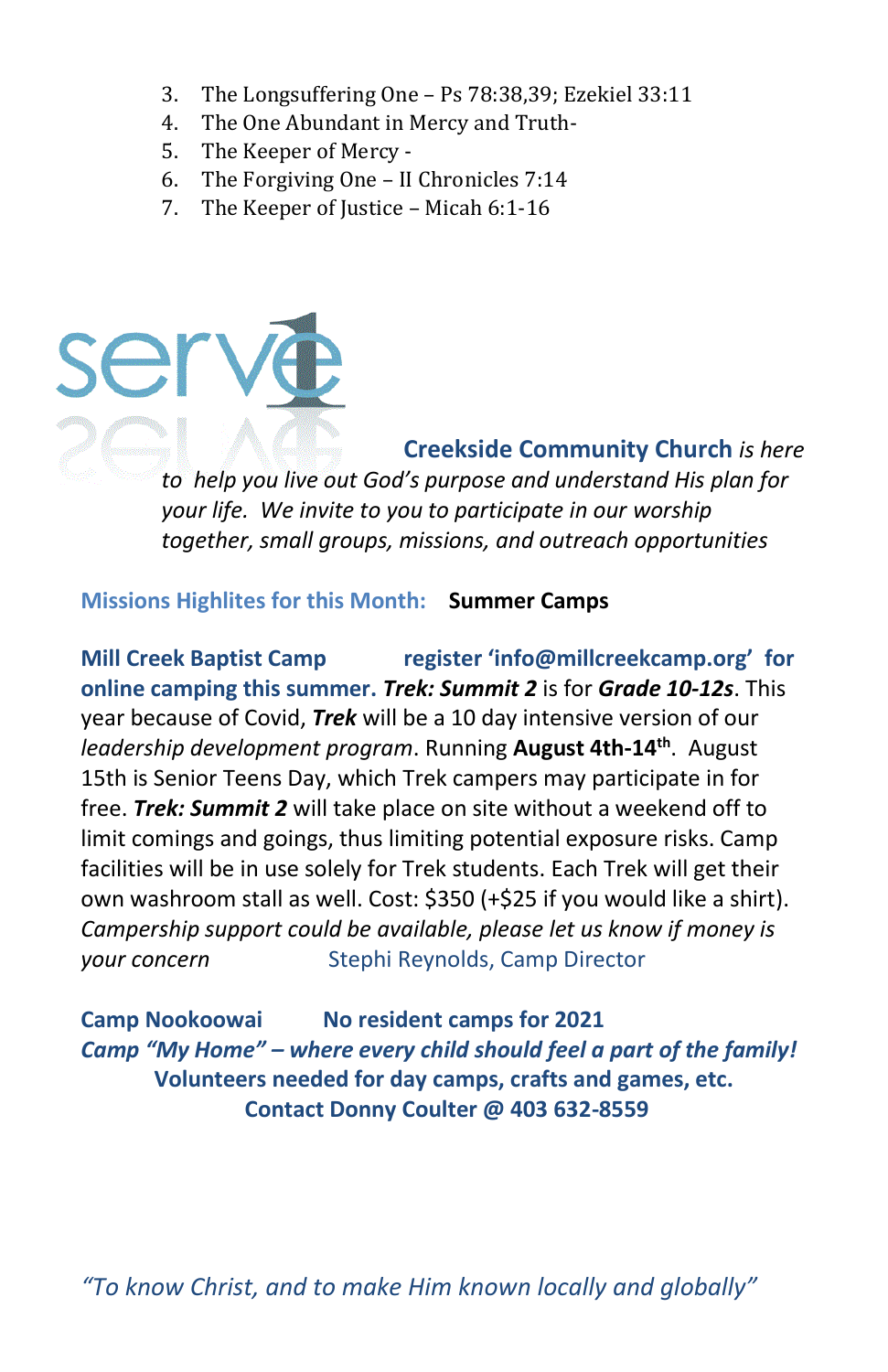3. The Longsuffering One – Ps 78:38,39; Ezekiel 33:11
4. The One Abundant in Mercy and Truth-
5. The Keeper of Mercy -
6. The Forgiving One – II Chronicles 7:14
7. The Keeper of Justice – Micah 6:1-16

serve 1

**Creekside Community Church** *is here to help you live out God's purpose and understand His plan for your life. We invite to you to participate in our worship together, small groups, missions, and outreach opportunities*

**Missions Highlites for this Month:** **Summer Camps**

**Mill Creek Baptist Camp** **register 'info@millcreekcamp.org' for online camping this summer.** ***Trek: Summit 2*** is for ***Grade 10-12s***. This year because of Covid, ***Trek*** will be a 10 day intensive version of our *leadership development program*. Running **August 4th-14th**. August 15th is Senior Teens Day, which Trek campers may participate in for free. ***Trek: Summit 2*** will take place on site without a weekend off to limit comings and goings, thus limiting potential exposure risks. Camp facilities will be in use solely for Trek students. Each Trek will get their own washroom stall as well. Cost: $350 (+$25 if you would like a shirt). *Campership support could be available, please let us know if money is your concern* Stephi Reynolds, Camp Director

**Camp Nookoowai** **No resident camps for 2021**
***Camp "My Home" – where every child should feel a part of the family!***
**Volunteers needed for day camps, crafts and games, etc.**
**Contact Donny Coulter @ 403 632-8559**

*"To know Christ, and to make Him known locally and globally"*